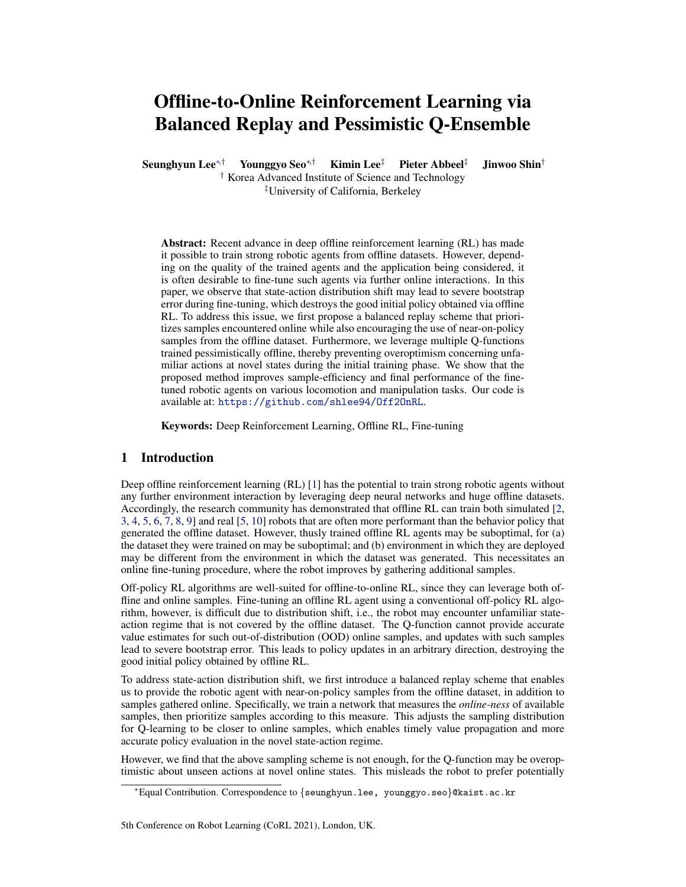# Offline-to-Online Reinforcement Learning via Balanced Replay and Pessimistic Q-Ensemble

**Seunghyun Lee**[*,†] **Younggyo Seo**[*,†] **Kimin Lee**[‡] **Pieter Abbeel**[‡] **Jinwoo Shin**[†]

[†] Korea Advanced Institute of Science and Technology

[‡] University of California, Berkeley

**Abstract:** Recent advance in deep offline reinforcement learning (RL) has made it possible to train strong robotic agents from offline datasets. However, depending on the quality of the trained agents and the application being considered, it is often desirable to fine-tune such agents via further online interactions. In this paper, we observe that state-action distribution shift may lead to severe bootstrap error during fine-tuning, which destroys the good initial policy obtained via offline RL. To address this issue, we first propose a balanced replay scheme that prioritizes samples encountered online while also encouraging the use of near-on-policy samples from the offline dataset. Furthermore, we leverage multiple Q-functions trained pessimistically offline, thereby preventing overoptimism concerning unfamiliar actions at novel states during the initial training phase. We show that the proposed method improves sample-efficiency and final performance of the fine-tuned robotic agents on various locomotion and manipulation tasks. Our code is available at: https://github.com/shlee94/Off2OnRL.

**Keywords:** Deep Reinforcement Learning, Offline RL, Fine-tuning

## 1 Introduction

Deep offline reinforcement learning (RL) [1] has the potential to train strong robotic agents without any further environment interaction by leveraging deep neural networks and huge offline datasets. Accordingly, the research community has demonstrated that offline RL can train both simulated [2, 3, 4, 5, 6, 7, 8, 9] and real [5, 10] robots that are often more performant than the behavior policy that generated the offline dataset. However, thusly trained offline RL agents may be suboptimal, for (a) the dataset they were trained on may be suboptimal; and (b) environment in which they are deployed may be different from the environment in which the dataset was generated. This necessitates an online fine-tuning procedure, where the robot improves by gathering additional samples.

Off-policy RL algorithms are well-suited for offline-to-online RL, since they can leverage both offline and online samples. Fine-tuning an offline RL agent using a conventional off-policy RL algorithm, however, is difficult due to distribution shift, i.e., the robot may encounter unfamiliar state-action regime that is not covered by the offline dataset. The Q-function cannot provide accurate value estimates for such out-of-distribution (OOD) online samples, and updates with such samples lead to severe bootstrap error. This leads to policy updates in an arbitrary direction, destroying the good initial policy obtained by offline RL.

To address state-action distribution shift, we first introduce a balanced replay scheme that enables us to provide the robotic agent with near-on-policy samples from the offline dataset, in addition to samples gathered online. Specifically, we train a network that measures the *online-ness* of available samples, then prioritize samples according to this measure. This adjusts the sampling distribution for Q-learning to be closer to online samples, which enables timely value propagation and more accurate policy evaluation in the novel state-action regime.

However, we find that the above sampling scheme is not enough, for the Q-function may be overoptimistic about unseen actions at novel online states. This misleads the robot to prefer potentially

---

[*]Equal Contribution. Correspondence to {seunghyun.lee, younggyo.seo}@kaist.ac.kr

5th Conference on Robot Learning (CoRL 2021), London, UK.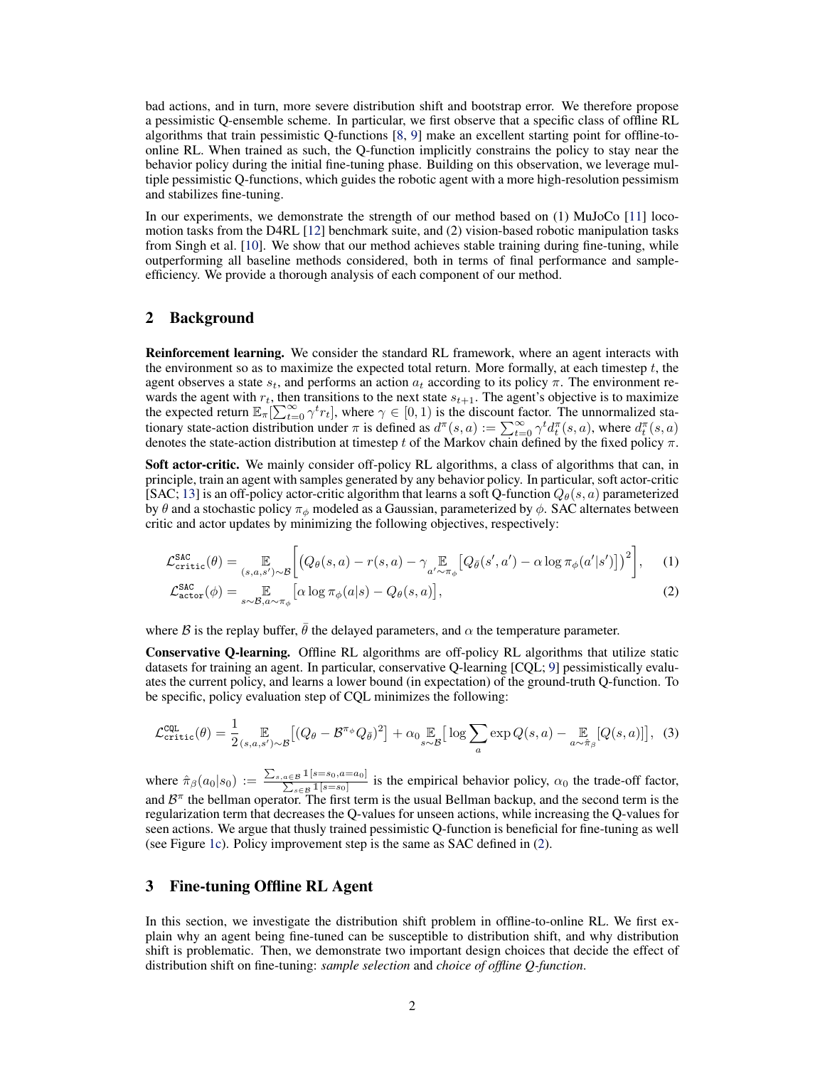bad actions, and in turn, more severe distribution shift and bootstrap error. We therefore propose a pessimistic Q-ensemble scheme. In particular, we first observe that a specific class of offline RL algorithms that train pessimistic Q-functions [8, 9] make an excellent starting point for offline-to-online RL. When trained as such, the Q-function implicitly constrains the policy to stay near the behavior policy during the initial fine-tuning phase. Building on this observation, we leverage multiple pessimistic Q-functions, which guides the robotic agent with a more high-resolution pessimism and stabilizes fine-tuning.

In our experiments, we demonstrate the strength of our method based on (1) MuJoCo [11] locomotion tasks from the D4RL [12] benchmark suite, and (2) vision-based robotic manipulation tasks from Singh et al. [10]. We show that our method achieves stable training during fine-tuning, while outperforming all baseline methods considered, both in terms of final performance and sample-efficiency. We provide a thorough analysis of each component of our method.

## 2 Background

**Reinforcement learning.** We consider the standard RL framework, where an agent interacts with the environment so as to maximize the expected total return. More formally, at each timestep $t$, the agent observes a state $s_t$, and performs an action $a_t$ according to its policy $\pi$. The environment rewards the agent with $r_t$, then transitions to the next state $s_{t+1}$. The agent's objective is to maximize the expected return $\mathbb{E}_\pi[\sum_{t=0}^\infty \gamma^t r_t]$, where $\gamma \in [0, 1)$ is the discount factor. The unnormalized stationary state-action distribution under $\pi$ is defined as $d^\pi(s,a) := \sum_{t=0}^\infty \gamma^t d_t^\pi(s,a)$, where $d_t^\pi(s,a)$ denotes the state-action distribution at timestep $t$ of the Markov chain defined by the fixed policy $\pi$.

**Soft actor-critic.** We mainly consider off-policy RL algorithms, a class of algorithms that can, in principle, train an agent with samples generated by any behavior policy. In particular, soft actor-critic [SAC; 13] is an off-policy actor-critic algorithm that learns a soft Q-function $Q_\theta(s,a)$ parameterized by $\theta$ and a stochastic policy $\pi_\phi$ modeled as a Gaussian, parameterized by $\phi$. SAC alternates between critic and actor updates by minimizing the following objectives, respectively:

$$\mathcal{L}_{\texttt{critic}}^{\texttt{SAC}}(\theta) = \mathop{\mathbb{E}}_{(s,a,s')\sim\mathcal{B}}\Big[\big(Q_\theta(s,a) - r(s,a) - \gamma \mathop{\mathbb{E}}_{a'\sim\pi_\phi}\big[Q_{\bar\theta}(s',a') - \alpha \log \pi_\phi(a'|s')\big]\big)^2\Big], \quad (1)$$

$$\mathcal{L}_{\texttt{actor}}^{\texttt{SAC}}(\phi) = \mathop{\mathbb{E}}_{s\sim\mathcal{B}, a\sim\pi_\phi}\big[\alpha \log \pi_\phi(a|s) - Q_\theta(s,a)\big], \quad (2)$$

where $\mathcal{B}$ is the replay buffer, $\bar\theta$ the delayed parameters, and $\alpha$ the temperature parameter.

**Conservative Q-learning.** Offline RL algorithms are off-policy RL algorithms that utilize static datasets for training an agent. In particular, conservative Q-learning [CQL; 9] pessimistically evaluates the current policy, and learns a lower bound (in expectation) of the ground-truth Q-function. To be specific, policy evaluation step of CQL minimizes the following:

$$\mathcal{L}_{\texttt{critic}}^{\texttt{CQL}}(\theta) = \frac{1}{2} \mathop{\mathbb{E}}_{(s,a,s')\sim\mathcal{B}}\big[(Q_\theta - \mathcal{B}^{\pi_\phi} Q_{\bar\theta})^2\big] + \alpha_0 \mathop{\mathbb{E}}_{s\sim\mathcal{B}}\big[\log \sum_a \exp Q(s,a) - \mathop{\mathbb{E}}_{a\sim\hat\pi_\beta}[Q(s,a)]\big], \quad (3)$$

where $\hat\pi_\beta(a_0|s_0) := \frac{\sum_{s,a\in\mathcal{B}} \mathbb{1}[s=s_0, a=a_0]}{\sum_{s\in\mathcal{B}} \mathbb{1}[s=s_0]}$ is the empirical behavior policy, $\alpha_0$ the trade-off factor, and $\mathcal{B}^\pi$ the bellman operator. The first term is the usual Bellman backup, and the second term is the regularization term that decreases the Q-values for unseen actions, while increasing the Q-values for seen actions. We argue that thusly trained pessimistic Q-function is beneficial for fine-tuning as well (see Figure 1c). Policy improvement step is the same as SAC defined in (2).

## 3 Fine-tuning Offline RL Agent

In this section, we investigate the distribution shift problem in offline-to-online RL. We first explain why an agent being fine-tuned can be susceptible to distribution shift, and why distribution shift is problematic. Then, we demonstrate two important design choices that decide the effect of distribution shift on fine-tuning: *sample selection* and *choice of offline Q-function*.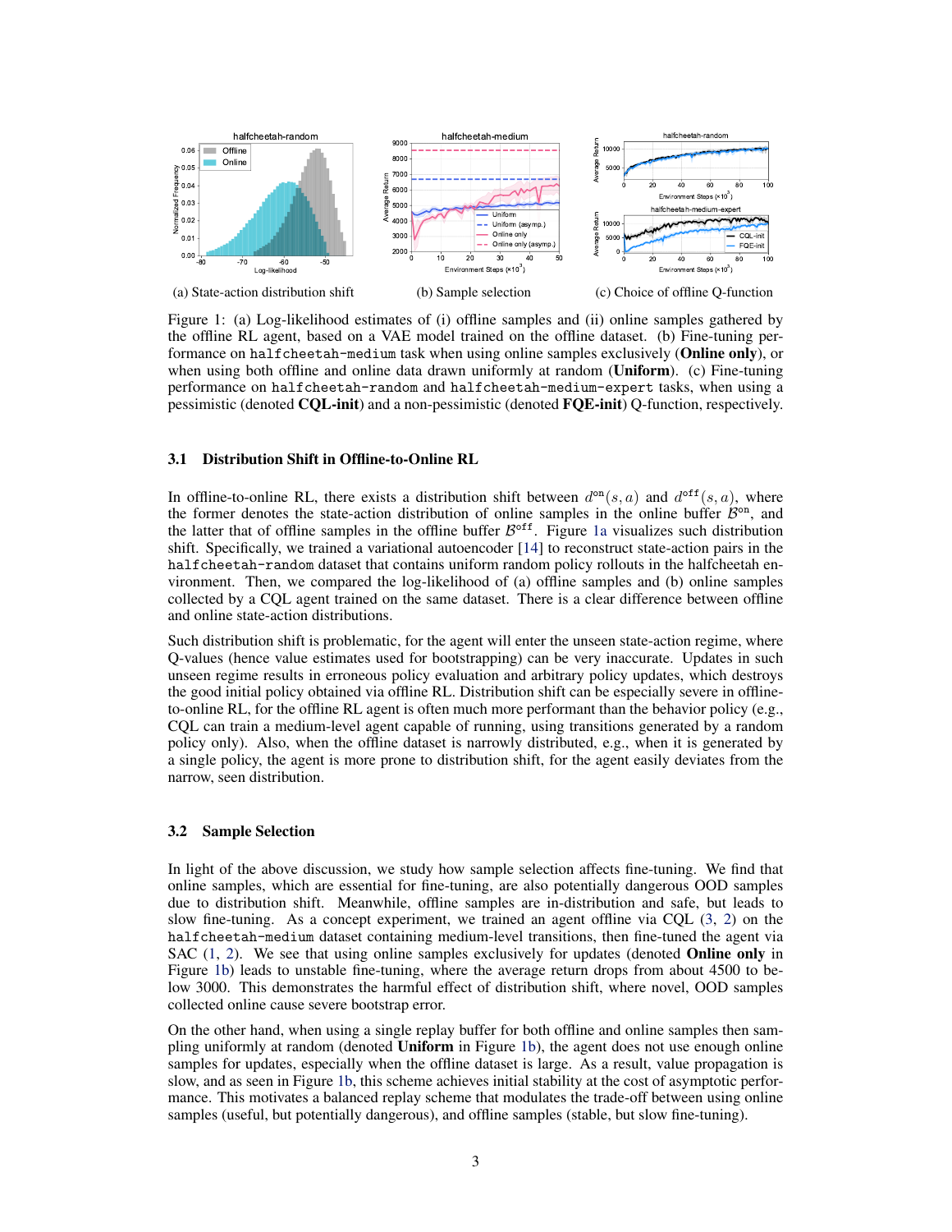(a) State-action distribution shift

(b) Sample selection

(c) Choice of offline Q-function

Figure 1: (a) Log-likelihood estimates of (i) offline samples and (ii) online samples gathered by the offline RL agent, based on a VAE model trained on the offline dataset. (b) Fine-tuning performance on `halfcheetah-medium` task when using online samples exclusively (**Online only**), or when using both offline and online data drawn uniformly at random (**Uniform**). (c) Fine-tuning performance on `halfcheetah-random` and `halfcheetah-medium-expert` tasks, when using a pessimistic (denoted **CQL-init**) and a non-pessimistic (denoted **FQE-init**) Q-function, respectively.

### 3.1 Distribution Shift in Offline-to-Online RL

In offline-to-online RL, there exists a distribution shift between $d^{\text{on}}(s, a)$ and $d^{\text{off}}(s, a)$, where the former denotes the state-action distribution of online samples in the online buffer $\mathcal{B}^{\text{on}}$, and the latter that of offline samples in the offline buffer $\mathcal{B}^{\text{off}}$. Figure 1a visualizes such distribution shift. Specifically, we trained a variational autoencoder [14] to reconstruct state-action pairs in the `halfcheetah-random` dataset that contains uniform random policy rollouts in the halfcheetah environment. Then, we compared the log-likelihood of (a) offline samples and (b) online samples collected by a CQL agent trained on the same dataset. There is a clear difference between offline and online state-action distributions.

Such distribution shift is problematic, for the agent will enter the unseen state-action regime, where Q-values (hence value estimates used for bootstrapping) can be very inaccurate. Updates in such unseen regime results in erroneous policy evaluation and arbitrary policy updates, which destroys the good initial policy obtained via offline RL. Distribution shift can be especially severe in offline-to-online RL, for the offline RL agent is often much more performant than the behavior policy (e.g., CQL can train a medium-level agent capable of running, using transitions generated by a random policy only). Also, when the offline dataset is narrowly distributed, e.g., when it is generated by a single policy, the agent is more prone to distribution shift, for the agent easily deviates from the narrow, seen distribution.

### 3.2 Sample Selection

In light of the above discussion, we study how sample selection affects fine-tuning. We find that online samples, which are essential for fine-tuning, are also potentially dangerous OOD samples due to distribution shift. Meanwhile, offline samples are in-distribution and safe, but leads to slow fine-tuning. As a concept experiment, we trained an agent offline via CQL (3, 2) on the `halfcheetah-medium` dataset containing medium-level transitions, then fine-tuned the agent via SAC (1, 2). We see that using online samples exclusively for updates (denoted **Online only** in Figure 1b) leads to unstable fine-tuning, where the average return drops from about 4500 to below 3000. This demonstrates the harmful effect of distribution shift, where novel, OOD samples collected online cause severe bootstrap error.

On the other hand, when using a single replay buffer for both offline and online samples then sampling uniformly at random (denoted **Uniform** in Figure 1b), the agent does not use enough online samples for updates, especially when the offline dataset is large. As a result, value propagation is slow, and as seen in Figure 1b, this scheme achieves initial stability at the cost of asymptotic performance. This motivates a balanced replay scheme that modulates the trade-off between using online samples (useful, but potentially dangerous), and offline samples (stable, but slow fine-tuning).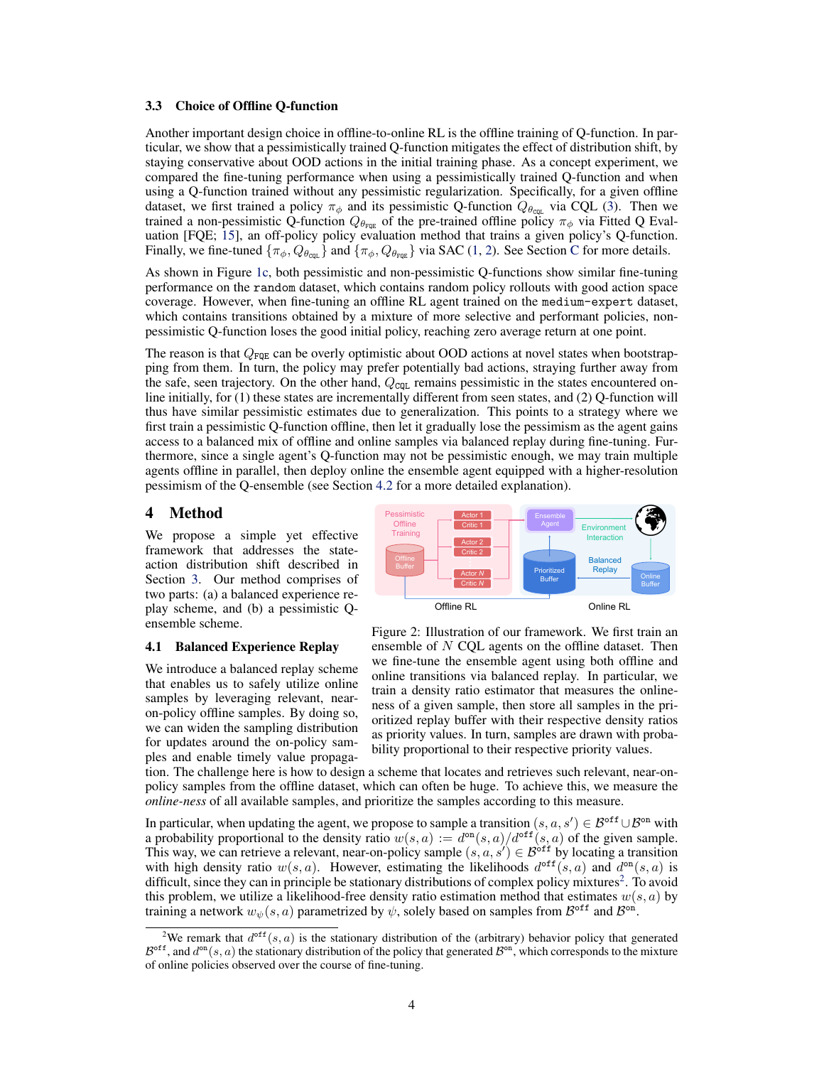### 3.3 Choice of Offline Q-function

Another important design choice in offline-to-online RL is the offline training of Q-function. In particular, we show that a pessimistically trained Q-function mitigates the effect of distribution shift, by staying conservative about OOD actions in the initial training phase. As a concept experiment, we compared the fine-tuning performance when using a pessimistically trained Q-function and when using a Q-function trained without any pessimistic regularization. Specifically, for a given offline dataset, we first trained a policy $\pi_\phi$ and its pessimistic Q-function $Q_{\theta_{\texttt{CQL}}}$ via CQL (3). Then we trained a non-pessimistic Q-function $Q_{\theta_{\texttt{FQE}}}$ of the pre-trained offline policy $\pi_\phi$ via Fitted Q Evaluation [FQE; 15], an off-policy policy evaluation method that trains a given policy's Q-function. Finally, we fine-tuned $\{\pi_\phi, Q_{\theta_{\texttt{CQL}}}\}$ and $\{\pi_\phi, Q_{\theta_{\texttt{FQE}}}\}$ via SAC (1, 2). See Section C for more details.

As shown in Figure 1c, both pessimistic and non-pessimistic Q-functions show similar fine-tuning performance on the `random` dataset, which contains random policy rollouts with good action space coverage. However, when fine-tuning an offline RL agent trained on the `medium-expert` dataset, which contains transitions obtained by a mixture of more selective and performant policies, non-pessimistic Q-function loses the good initial policy, reaching zero average return at one point.

The reason is that $Q_{\texttt{FQE}}$ can be overly optimistic about OOD actions at novel states when bootstrapping from them. In turn, the policy may prefer potentially bad actions, straying further away from the safe, seen trajectory. On the other hand, $Q_{\texttt{CQL}}$ remains pessimistic in the states encountered online initially, for (1) these states are incrementally different from seen states, and (2) Q-function will thus have similar pessimistic estimates due to generalization. This points to a strategy where we first train a pessimistic Q-function offline, then let it gradually lose the pessimism as the agent gains access to a balanced mix of offline and online samples via balanced replay during fine-tuning. Furthermore, since a single agent's Q-function may not be pessimistic enough, we may train multiple agents offline in parallel, then deploy online the ensemble agent equipped with a higher-resolution pessimism of the Q-ensemble (see Section 4.2 for a more detailed explanation).

## 4 Method

We propose a simple yet effective framework that addresses the state-action distribution shift described in Section 3. Our method comprises of two parts: (a) a balanced experience replay scheme, and (b) a pessimistic Q-ensemble scheme.

Figure 2: Illustration of our framework. We first train an ensemble of $N$ CQL agents on the offline dataset. Then we fine-tune the ensemble agent using both offline and online transitions via balanced replay. In particular, we train a density ratio estimator that measures the online-ness of a given sample, then store all samples in the prioritized replay buffer with their respective density ratios as priority values. In turn, samples are drawn with probability proportional to their respective priority values.

### 4.1 Balanced Experience Replay

We introduce a balanced replay scheme that enables us to safely utilize online samples by leveraging relevant, near-on-policy offline samples. By doing so, we can widen the sampling distribution for updates around the on-policy samples and enable timely value propagation. The challenge here is how to design a scheme that locates and retrieves such relevant, near-on-policy samples from the offline dataset, which can often be huge. To achieve this, we measure the *online-ness* of all available samples, and prioritize the samples according to this measure.

In particular, when updating the agent, we propose to sample a transition $(s, a, s') \in \mathcal{B}^{\texttt{off}} \cup \mathcal{B}^{\texttt{on}}$ with a probability proportional to the density ratio $w(s, a) := d^{\texttt{on}}(s, a)/d^{\texttt{off}}(s, a)$ of the given sample. This way, we can retrieve a relevant, near-on-policy sample $(s, a, s') \in \mathcal{B}^{\texttt{off}}$ by locating a transition with high density ratio $w(s, a)$. However, estimating the likelihoods $d^{\texttt{off}}(s, a)$ and $d^{\texttt{on}}(s, a)$ is difficult, since they can in principle be stationary distributions of complex policy mixtures[2]. To avoid this problem, we utilize a likelihood-free density ratio estimation method that estimates $w(s, a)$ by training a network $w_\psi(s, a)$ parametrized by $\psi$, solely based on samples from $\mathcal{B}^{\texttt{off}}$ and $\mathcal{B}^{\texttt{on}}$.

[2] We remark that $d^{\texttt{off}}(s, a)$ is the stationary distribution of the (arbitrary) behavior policy that generated $\mathcal{B}^{\texttt{off}}$, and $d^{\texttt{on}}(s, a)$ the stationary distribution of the policy that generated $\mathcal{B}^{\texttt{on}}$, which corresponds to the mixture of online policies observed over the course of fine-tuning.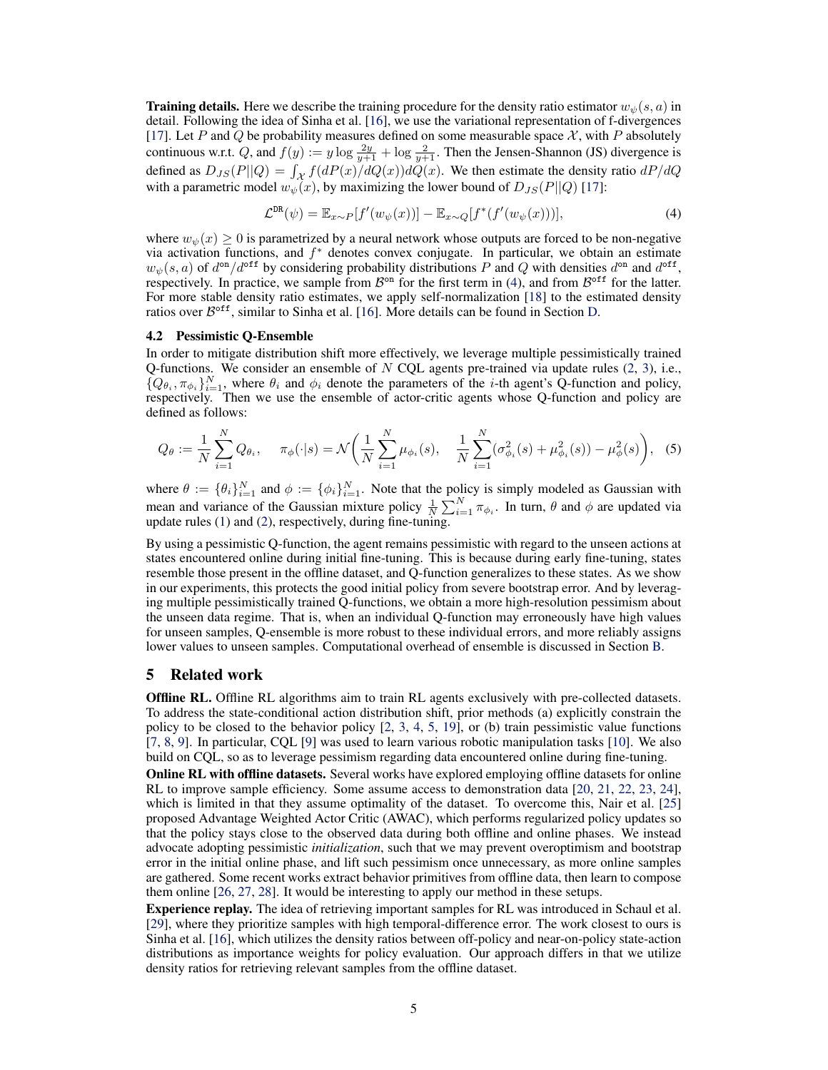**Training details.** Here we describe the training procedure for the density ratio estimator $w_\psi(s,a)$ in detail. Following the idea of Sinha et al. [16], we use the variational representation of f-divergences [17]. Let $P$ and $Q$ be probability measures defined on some measurable space $\mathcal{X}$, with $P$ absolutely continuous w.r.t. $Q$, and $f(y) := y \log \frac{2y}{y+1} + \log \frac{2}{y+1}$. Then the Jensen-Shannon (JS) divergence is defined as $D_{JS}(P||Q) = \int_{\mathcal{X}} f(dP(x)/dQ(x))dQ(x)$. We then estimate the density ratio $dP/dQ$ with a parametric model $w_\psi(x)$, by maximizing the lower bound of $D_{JS}(P||Q)$ [17]:

$$\mathcal{L}^{\text{DR}}(\psi) = \mathbb{E}_{x\sim P}[f'(w_\psi(x))] - \mathbb{E}_{x\sim Q}[f^*(f'(w_\psi(x)))], \tag{4}$$

where $w_\psi(x) \geq 0$ is parametrized by a neural network whose outputs are forced to be non-negative via activation functions, and $f^*$ denotes convex conjugate. In particular, we obtain an estimate $w_\psi(s,a)$ of $d^{\text{on}}/d^{\text{off}}$ by considering probability distributions $P$ and $Q$ with densities $d^{\text{on}}$ and $d^{\text{off}}$, respectively. In practice, we sample from $\mathcal{B}^{\text{on}}$ for the first term in (4), and from $\mathcal{B}^{\text{off}}$ for the latter. For more stable density ratio estimates, we apply self-normalization [18] to the estimated density ratios over $\mathcal{B}^{\text{off}}$, similar to Sinha et al. [16]. More details can be found in Section D.

### 4.2 Pessimistic Q-Ensemble

In order to mitigate distribution shift more effectively, we leverage multiple pessimistically trained Q-functions. We consider an ensemble of $N$ CQL agents pre-trained via update rules (2, 3), i.e., $\{Q_{\theta_i}, \pi_{\phi_i}\}_{i=1}^N$, where $\theta_i$ and $\phi_i$ denote the parameters of the $i$-th agent's Q-function and policy, respectively. Then we use the ensemble of actor-critic agents whose Q-function and policy are defined as follows:

$$Q_\theta := \frac{1}{N}\sum_{i=1}^N Q_{\theta_i}, \quad \pi_\phi(\cdot|s) = \mathcal{N}\bigg(\frac{1}{N}\sum_{i=1}^N \mu_{\phi_i}(s), \quad \frac{1}{N}\sum_{i=1}^N(\sigma^2_{\phi_i}(s) + \mu^2_{\phi_i}(s)) - \mu^2_\phi(s)\bigg), \tag{5}$$

where $\theta := \{\theta_i\}_{i=1}^N$ and $\phi := \{\phi_i\}_{i=1}^N$. Note that the policy is simply modeled as Gaussian with mean and variance of the Gaussian mixture policy $\frac{1}{N}\sum_{i=1}^N \pi_{\phi_i}$. In turn, $\theta$ and $\phi$ are updated via update rules (1) and (2), respectively, during fine-tuning.

By using a pessimistic Q-function, the agent remains pessimistic with regard to the unseen actions at states encountered online during initial fine-tuning. This is because during early fine-tuning, states resemble those present in the offline dataset, and Q-function generalizes to these states. As we show in our experiments, this protects the good initial policy from severe bootstrap error. And by leveraging multiple pessimistically trained Q-functions, we obtain a more high-resolution pessimism about the unseen data regime. That is, when an individual Q-function may erroneously have high values for unseen samples, Q-ensemble is more robust to these individual errors, and more reliably assigns lower values to unseen samples. Computational overhead of ensemble is discussed in Section B.

## 5 Related work

**Offline RL.** Offline RL algorithms aim to train RL agents exclusively with pre-collected datasets. To address the state-conditional action distribution shift, prior methods (a) explicitly constrain the policy to be closed to the behavior policy [2, 3, 4, 5, 19], or (b) train pessimistic value functions [7, 8, 9]. In particular, CQL [9] was used to learn various robotic manipulation tasks [10]. We also build on CQL, so as to leverage pessimism regarding data encountered online during fine-tuning.

**Online RL with offline datasets.** Several works have explored employing offline datasets for online RL to improve sample efficiency. Some assume access to demonstration data [20, 21, 22, 23, 24], which is limited in that they assume optimality of the dataset. To overcome this, Nair et al. [25] proposed Advantage Weighted Actor Critic (AWAC), which performs regularized policy updates so that the policy stays close to the observed data during both offline and online phases. We instead advocate adopting pessimistic *initialization*, such that we may prevent overoptimism and bootstrap error in the initial online phase, and lift such pessimism once unnecessary, as more online samples are gathered. Some recent works extract behavior primitives from offline data, then learn to compose them online [26, 27, 28]. It would be interesting to apply our method in these setups.

**Experience replay.** The idea of retrieving important samples for RL was introduced in Schaul et al. [29], where they prioritize samples with high temporal-difference error. The work closest to ours is Sinha et al. [16], which utilizes the density ratios between off-policy and near-on-policy state-action distributions as importance weights for policy evaluation. Our approach differs in that we utilize density ratios for retrieving relevant samples from the offline dataset.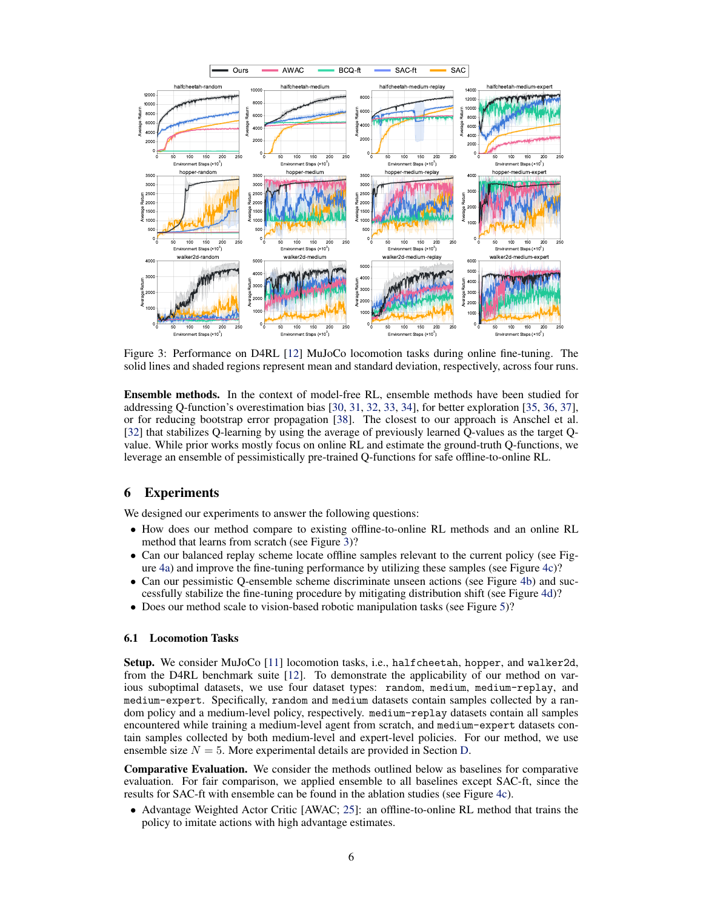Figure 3: Performance on D4RL [12] MuJoCo locomotion tasks during online fine-tuning. The solid lines and shaded regions represent mean and standard deviation, respectively, across four runs.

**Ensemble methods.** In the context of model-free RL, ensemble methods have been studied for addressing Q-function's overestimation bias [30, 31, 32, 33, 34], for better exploration [35, 36, 37], or for reducing bootstrap error propagation [38]. The closest to our approach is Anschel et al. [32] that stabilizes Q-learning by using the average of previously learned Q-values as the target Q-value. While prior works mostly focus on online RL and estimate the ground-truth Q-functions, we leverage an ensemble of pessimistically pre-trained Q-functions for safe offline-to-online RL.

## 6 Experiments

We designed our experiments to answer the following questions:

- How does our method compare to existing offline-to-online RL methods and an online RL method that learns from scratch (see Figure 3)?
- Can our balanced replay scheme locate offline samples relevant to the current policy (see Figure 4a) and improve the fine-tuning performance by utilizing these samples (see Figure 4c)?
- Can our pessimistic Q-ensemble scheme discriminate unseen actions (see Figure 4b) and successfully stabilize the fine-tuning procedure by mitigating distribution shift (see Figure 4d)?
- Does our method scale to vision-based robotic manipulation tasks (see Figure 5)?

### 6.1 Locomotion Tasks

**Setup.** We consider MuJoCo [11] locomotion tasks, i.e., `halfcheetah`, `hopper`, and `walker2d`, from the D4RL benchmark suite [12]. To demonstrate the applicability of our method on various suboptimal datasets, we use four dataset types: `random`, `medium`, `medium-replay`, and `medium-expert`. Specifically, `random` and `medium` datasets contain samples collected by a random policy and a medium-level policy, respectively. `medium-replay` datasets contain all samples encountered while training a medium-level agent from scratch, and `medium-expert` datasets contain samples collected by both medium-level and expert-level policies. For our method, we use ensemble size $N = 5$. More experimental details are provided in Section D.

**Comparative Evaluation.** We consider the methods outlined below as baselines for comparative evaluation. For fair comparison, we applied ensemble to all baselines except SAC-ft, since the results for SAC-ft with ensemble can be found in the ablation studies (see Figure 4c).

- Advantage Weighted Actor Critic [AWAC; 25]: an offline-to-online RL method that trains the policy to imitate actions with high advantage estimates.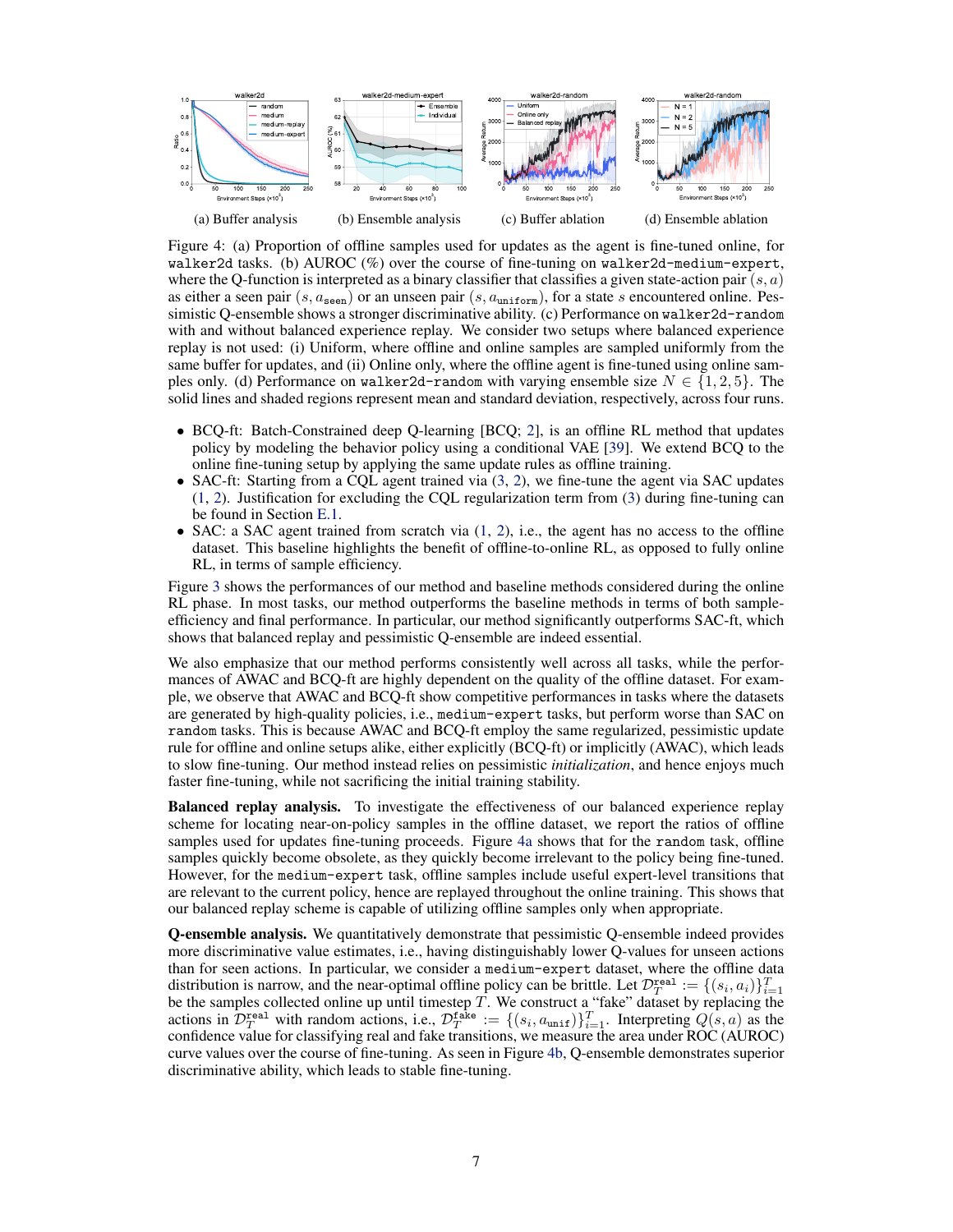(a) Buffer analysis (b) Ensemble analysis (c) Buffer ablation (d) Ensemble ablation

Figure 4: (a) Proportion of offline samples used for updates as the agent is fine-tuned online, for `walker2d` tasks. (b) AUROC (%) over the course of fine-tuning on `walker2d-medium-expert`, where the Q-function is interpreted as a binary classifier that classifies a given state-action pair $(s, a)$ as either a seen pair $(s, a_{\text{seen}})$ or an unseen pair $(s, a_{\text{uniform}})$, for a state $s$ encountered online. Pessimistic Q-ensemble shows a stronger discriminative ability. (c) Performance on `walker2d-random` with and without balanced experience replay. We consider two setups where balanced experience replay is not used: (i) Uniform, where offline and online samples are sampled uniformly from the same buffer for updates, and (ii) Online only, where the offline agent is fine-tuned using online samples only. (d) Performance on `walker2d-random` with varying ensemble size $N \in \{1, 2, 5\}$. The solid lines and shaded regions represent mean and standard deviation, respectively, across four runs.

- BCQ-ft: Batch-Constrained deep Q-learning [BCQ; 2], is an offline RL method that updates policy by modeling the behavior policy using a conditional VAE [39]. We extend BCQ to the online fine-tuning setup by applying the same update rules as offline training.
- SAC-ft: Starting from a CQL agent trained via (3, 2), we fine-tune the agent via SAC updates (1, 2). Justification for excluding the CQL regularization term from (3) during fine-tuning can be found in Section E.1.
- SAC: a SAC agent trained from scratch via (1, 2), i.e., the agent has no access to the offline dataset. This baseline highlights the benefit of offline-to-online RL, as opposed to fully online RL, in terms of sample efficiency.

Figure 3 shows the performances of our method and baseline methods considered during the online RL phase. In most tasks, our method outperforms the baseline methods in terms of both sample-efficiency and final performance. In particular, our method significantly outperforms SAC-ft, which shows that balanced replay and pessimistic Q-ensemble are indeed essential.

We also emphasize that our method performs consistently well across all tasks, while the performances of AWAC and BCQ-ft are highly dependent on the quality of the offline dataset. For example, we observe that AWAC and BCQ-ft show competitive performances in tasks where the datasets are generated by high-quality policies, i.e., `medium-expert` tasks, but perform worse than SAC on `random` tasks. This is because AWAC and BCQ-ft employ the same regularized, pessimistic update rule for offline and online setups alike, either explicitly (BCQ-ft) or implicitly (AWAC), which leads to slow fine-tuning. Our method instead relies on pessimistic *initialization*, and hence enjoys much faster fine-tuning, while not sacrificing the initial training stability.

**Balanced replay analysis.** To investigate the effectiveness of our balanced experience replay scheme for locating near-on-policy samples in the offline dataset, we report the ratios of offline samples used for updates fine-tuning proceeds. Figure 4a shows that for the `random` task, offline samples quickly become obsolete, as they quickly become irrelevant to the policy being fine-tuned. However, for the `medium-expert` task, offline samples include useful expert-level transitions that are relevant to the current policy, hence are replayed throughout the online training. This shows that our balanced replay scheme is capable of utilizing offline samples only when appropriate.

**Q-ensemble analysis.** We quantitatively demonstrate that pessimistic Q-ensemble indeed provides more discriminative value estimates, i.e., having distinguishably lower Q-values for unseen actions than for seen actions. In particular, we consider a `medium-expert` dataset, where the offline data distribution is narrow, and the near-optimal offline policy can be brittle. Let $\mathcal{D}_T^{\text{real}} := \{(s_i, a_i)\}_{i=1}^T$ be the samples collected online up until timestep $T$. We construct a "fake" dataset by replacing the actions in $\mathcal{D}_T^{\text{real}}$ with random actions, i.e., $\mathcal{D}_T^{\text{fake}} := \{(s_i, a_{\text{unif}})\}_{i=1}^T$. Interpreting $Q(s, a)$ as the confidence value for classifying real and fake transitions, we measure the area under ROC (AUROC) curve values over the course of fine-tuning. As seen in Figure 4b, Q-ensemble demonstrates superior discriminative ability, which leads to stable fine-tuning.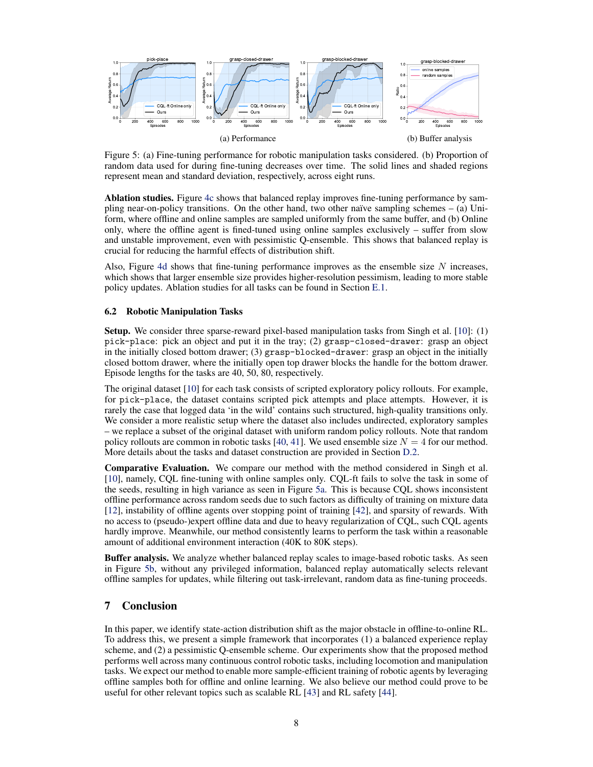(a) Performance

(b) Buffer analysis

Figure 5: (a) Fine-tuning performance for robotic manipulation tasks considered. (b) Proportion of random data used for during fine-tuning decreases over time. The solid lines and shaded regions represent mean and standard deviation, respectively, across eight runs.

**Ablation studies.** Figure 4c shows that balanced replay improves fine-tuning performance by sampling near-on-policy transitions. On the other hand, two other naïve sampling schemes – (a) Uniform, where offline and online samples are sampled uniformly from the same buffer, and (b) Online only, where the offline agent is fined-tuned using online samples exclusively – suffer from slow and unstable improvement, even with pessimistic Q-ensemble. This shows that balanced replay is crucial for reducing the harmful effects of distribution shift.

Also, Figure 4d shows that fine-tuning performance improves as the ensemble size $N$ increases, which shows that larger ensemble size provides higher-resolution pessimism, leading to more stable policy updates. Ablation studies for all tasks can be found in Section E.1.

### 6.2 Robotic Manipulation Tasks

**Setup.** We consider three sparse-reward pixel-based manipulation tasks from Singh et al. [10]: (1) `pick-place`: pick an object and put it in the tray; (2) `grasp-closed-drawer`: grasp an object in the initially closed bottom drawer; (3) `grasp-blocked-drawer`: grasp an object in the initially closed bottom drawer, where the initially open top drawer blocks the handle for the bottom drawer. Episode lengths for the tasks are 40, 50, 80, respectively.

The original dataset [10] for each task consists of scripted exploratory policy rollouts. For example, for `pick-place`, the dataset contains scripted pick attempts and place attempts. However, it is rarely the case that logged data 'in the wild' contains such structured, high-quality transitions only. We consider a more realistic setup where the dataset also includes undirected, exploratory samples – we replace a subset of the original dataset with uniform random policy rollouts. Note that random policy rollouts are common in robotic tasks [40, 41]. We used ensemble size $N = 4$ for our method. More details about the tasks and dataset construction are provided in Section D.2.

**Comparative Evaluation.** We compare our method with the method considered in Singh et al. [10], namely, CQL fine-tuning with online samples only. CQL-ft fails to solve the task in some of the seeds, resulting in high variance as seen in Figure 5a. This is because CQL shows inconsistent offline performance across random seeds due to such factors as difficulty of training on mixture data [12], instability of offline agents over stopping point of training [42], and sparsity of rewards. With no access to (pseudo-)expert offline data and due to heavy regularization of CQL, such CQL agents hardly improve. Meanwhile, our method consistently learns to perform the task within a reasonable amount of additional environment interaction (40K to 80K steps).

**Buffer analysis.** We analyze whether balanced replay scales to image-based robotic tasks. As seen in Figure 5b, without any privileged information, balanced replay automatically selects relevant offline samples for updates, while filtering out task-irrelevant, random data as fine-tuning proceeds.

## 7 Conclusion

In this paper, we identify state-action distribution shift as the major obstacle in offline-to-online RL. To address this, we present a simple framework that incorporates (1) a balanced experience replay scheme, and (2) a pessimistic Q-ensemble scheme. Our experiments show that the proposed method performs well across many continuous control robotic tasks, including locomotion and manipulation tasks. We expect our method to enable more sample-efficient training of robotic agents by leveraging offline samples both for offline and online learning. We also believe our method could prove to be useful for other relevant topics such as scalable RL [43] and RL safety [44].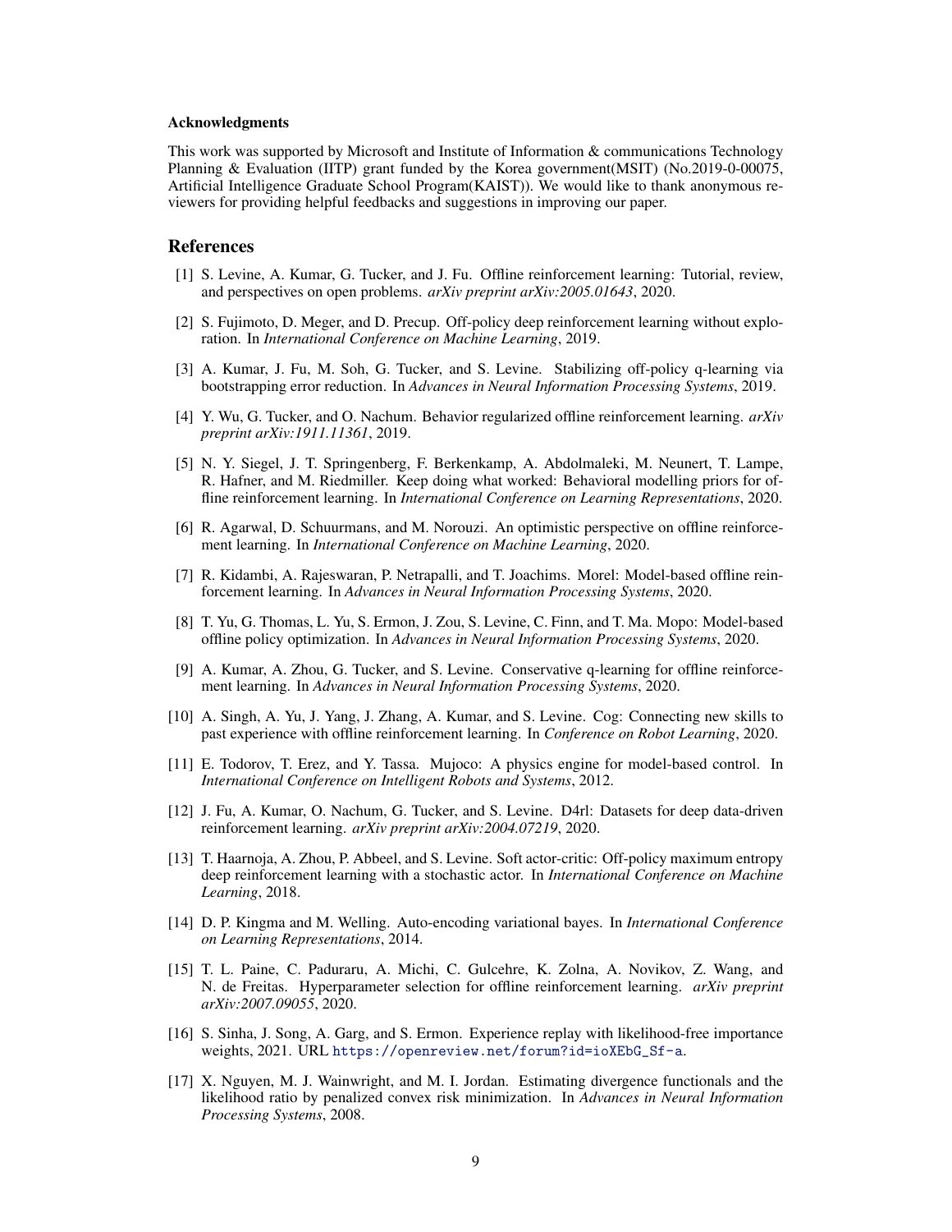#### Acknowledgments

This work was supported by Microsoft and Institute of Information & communications Technology Planning & Evaluation (IITP) grant funded by the Korea government(MSIT) (No.2019-0-00075, Artificial Intelligence Graduate School Program(KAIST)). We would like to thank anonymous reviewers for providing helpful feedbacks and suggestions in improving our paper.

## References

[1] S. Levine, A. Kumar, G. Tucker, and J. Fu. Offline reinforcement learning: Tutorial, review, and perspectives on open problems. *arXiv preprint arXiv:2005.01643*, 2020.

[2] S. Fujimoto, D. Meger, and D. Precup. Off-policy deep reinforcement learning without exploration. In *International Conference on Machine Learning*, 2019.

[3] A. Kumar, J. Fu, M. Soh, G. Tucker, and S. Levine. Stabilizing off-policy q-learning via bootstrapping error reduction. In *Advances in Neural Information Processing Systems*, 2019.

[4] Y. Wu, G. Tucker, and O. Nachum. Behavior regularized offline reinforcement learning. *arXiv preprint arXiv:1911.11361*, 2019.

[5] N. Y. Siegel, J. T. Springenberg, F. Berkenkamp, A. Abdolmaleki, M. Neunert, T. Lampe, R. Hafner, and M. Riedmiller. Keep doing what worked: Behavioral modelling priors for offline reinforcement learning. In *International Conference on Learning Representations*, 2020.

[6] R. Agarwal, D. Schuurmans, and M. Norouzi. An optimistic perspective on offline reinforcement learning. In *International Conference on Machine Learning*, 2020.

[7] R. Kidambi, A. Rajeswaran, P. Netrapalli, and T. Joachims. Morel: Model-based offline reinforcement learning. In *Advances in Neural Information Processing Systems*, 2020.

[8] T. Yu, G. Thomas, L. Yu, S. Ermon, J. Zou, S. Levine, C. Finn, and T. Ma. Mopo: Model-based offline policy optimization. In *Advances in Neural Information Processing Systems*, 2020.

[9] A. Kumar, A. Zhou, G. Tucker, and S. Levine. Conservative q-learning for offline reinforcement learning. In *Advances in Neural Information Processing Systems*, 2020.

[10] A. Singh, A. Yu, J. Yang, J. Zhang, A. Kumar, and S. Levine. Cog: Connecting new skills to past experience with offline reinforcement learning. In *Conference on Robot Learning*, 2020.

[11] E. Todorov, T. Erez, and Y. Tassa. Mujoco: A physics engine for model-based control. In *International Conference on Intelligent Robots and Systems*, 2012.

[12] J. Fu, A. Kumar, O. Nachum, G. Tucker, and S. Levine. D4rl: Datasets for deep data-driven reinforcement learning. *arXiv preprint arXiv:2004.07219*, 2020.

[13] T. Haarnoja, A. Zhou, P. Abbeel, and S. Levine. Soft actor-critic: Off-policy maximum entropy deep reinforcement learning with a stochastic actor. In *International Conference on Machine Learning*, 2018.

[14] D. P. Kingma and M. Welling. Auto-encoding variational bayes. In *International Conference on Learning Representations*, 2014.

[15] T. L. Paine, C. Paduraru, A. Michi, C. Gulcehre, K. Zolna, A. Novikov, Z. Wang, and N. de Freitas. Hyperparameter selection for offline reinforcement learning. *arXiv preprint arXiv:2007.09055*, 2020.

[16] S. Sinha, J. Song, A. Garg, and S. Ermon. Experience replay with likelihood-free importance weights, 2021. URL https://openreview.net/forum?id=ioXEbG_Sf-a.

[17] X. Nguyen, M. J. Wainwright, and M. I. Jordan. Estimating divergence functionals and the likelihood ratio by penalized convex risk minimization. In *Advances in Neural Information Processing Systems*, 2008.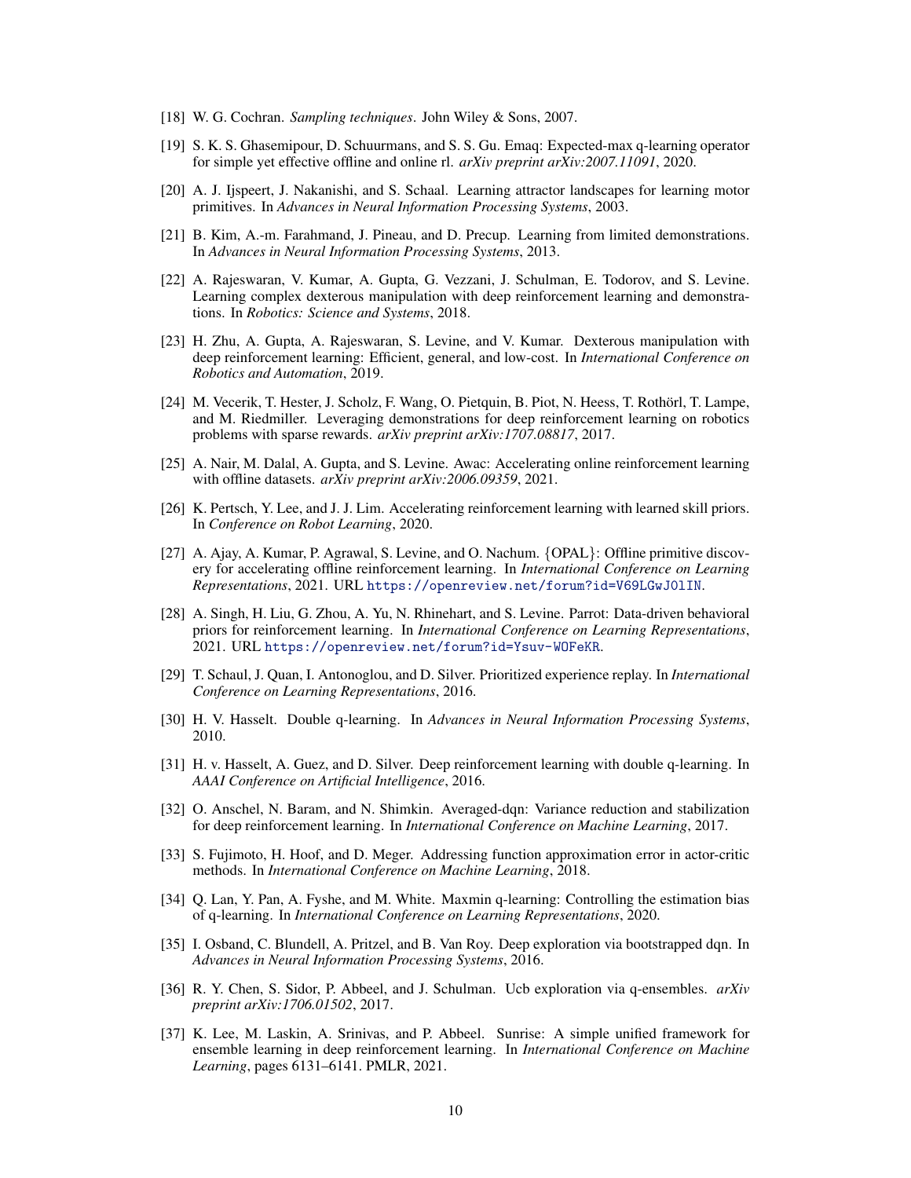[18] W. G. Cochran. *Sampling techniques*. John Wiley & Sons, 2007.

[19] S. K. S. Ghasemipour, D. Schuurmans, and S. S. Gu. Emaq: Expected-max q-learning operator for simple yet effective offline and online rl. *arXiv preprint arXiv:2007.11091*, 2020.

[20] A. J. Ijspeert, J. Nakanishi, and S. Schaal. Learning attractor landscapes for learning motor primitives. In *Advances in Neural Information Processing Systems*, 2003.

[21] B. Kim, A.-m. Farahmand, J. Pineau, and D. Precup. Learning from limited demonstrations. In *Advances in Neural Information Processing Systems*, 2013.

[22] A. Rajeswaran, V. Kumar, A. Gupta, G. Vezzani, J. Schulman, E. Todorov, and S. Levine. Learning complex dexterous manipulation with deep reinforcement learning and demonstrations. In *Robotics: Science and Systems*, 2018.

[23] H. Zhu, A. Gupta, A. Rajeswaran, S. Levine, and V. Kumar. Dexterous manipulation with deep reinforcement learning: Efficient, general, and low-cost. In *International Conference on Robotics and Automation*, 2019.

[24] M. Vecerik, T. Hester, J. Scholz, F. Wang, O. Pietquin, B. Piot, N. Heess, T. Rothörl, T. Lampe, and M. Riedmiller. Leveraging demonstrations for deep reinforcement learning on robotics problems with sparse rewards. *arXiv preprint arXiv:1707.08817*, 2017.

[25] A. Nair, M. Dalal, A. Gupta, and S. Levine. Awac: Accelerating online reinforcement learning with offline datasets. *arXiv preprint arXiv:2006.09359*, 2021.

[26] K. Pertsch, Y. Lee, and J. J. Lim. Accelerating reinforcement learning with learned skill priors. In *Conference on Robot Learning*, 2020.

[27] A. Ajay, A. Kumar, P. Agrawal, S. Levine, and O. Nachum. {OPAL}: Offline primitive discovery for accelerating offline reinforcement learning. In *International Conference on Learning Representations*, 2021. URL https://openreview.net/forum?id=V69LGwJ0lIN.

[28] A. Singh, H. Liu, G. Zhou, A. Yu, N. Rhinehart, and S. Levine. Parrot: Data-driven behavioral priors for reinforcement learning. In *International Conference on Learning Representations*, 2021. URL https://openreview.net/forum?id=Ysuv-WOFeKR.

[29] T. Schaul, J. Quan, I. Antonoglou, and D. Silver. Prioritized experience replay. In *International Conference on Learning Representations*, 2016.

[30] H. V. Hasselt. Double q-learning. In *Advances in Neural Information Processing Systems*, 2010.

[31] H. v. Hasselt, A. Guez, and D. Silver. Deep reinforcement learning with double q-learning. In *AAAI Conference on Artificial Intelligence*, 2016.

[32] O. Anschel, N. Baram, and N. Shimkin. Averaged-dqn: Variance reduction and stabilization for deep reinforcement learning. In *International Conference on Machine Learning*, 2017.

[33] S. Fujimoto, H. Hoof, and D. Meger. Addressing function approximation error in actor-critic methods. In *International Conference on Machine Learning*, 2018.

[34] Q. Lan, Y. Pan, A. Fyshe, and M. White. Maxmin q-learning: Controlling the estimation bias of q-learning. In *International Conference on Learning Representations*, 2020.

[35] I. Osband, C. Blundell, A. Pritzel, and B. Van Roy. Deep exploration via bootstrapped dqn. In *Advances in Neural Information Processing Systems*, 2016.

[36] R. Y. Chen, S. Sidor, P. Abbeel, and J. Schulman. Ucb exploration via q-ensembles. *arXiv preprint arXiv:1706.01502*, 2017.

[37] K. Lee, M. Laskin, A. Srinivas, and P. Abbeel. Sunrise: A simple unified framework for ensemble learning in deep reinforcement learning. In *International Conference on Machine Learning*, pages 6131–6141. PMLR, 2021.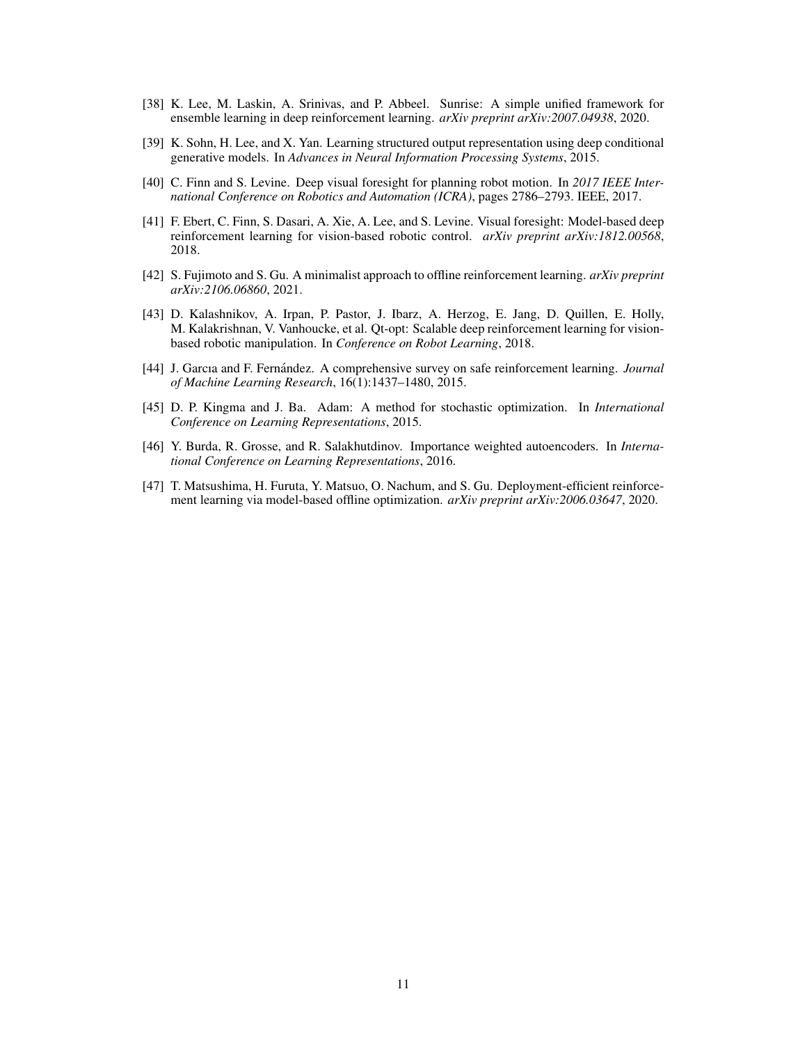[38] K. Lee, M. Laskin, A. Srinivas, and P. Abbeel. Sunrise: A simple unified framework for ensemble learning in deep reinforcement learning. *arXiv preprint arXiv:2007.04938*, 2020.

[39] K. Sohn, H. Lee, and X. Yan. Learning structured output representation using deep conditional generative models. In *Advances in Neural Information Processing Systems*, 2015.

[40] C. Finn and S. Levine. Deep visual foresight for planning robot motion. In *2017 IEEE International Conference on Robotics and Automation (ICRA)*, pages 2786–2793. IEEE, 2017.

[41] F. Ebert, C. Finn, S. Dasari, A. Xie, A. Lee, and S. Levine. Visual foresight: Model-based deep reinforcement learning for vision-based robotic control. *arXiv preprint arXiv:1812.00568*, 2018.

[42] S. Fujimoto and S. Gu. A minimalist approach to offline reinforcement learning. *arXiv preprint arXiv:2106.06860*, 2021.

[43] D. Kalashnikov, A. Irpan, P. Pastor, J. Ibarz, A. Herzog, E. Jang, D. Quillen, E. Holly, M. Kalakrishnan, V. Vanhoucke, et al. Qt-opt: Scalable deep reinforcement learning for vision-based robotic manipulation. In *Conference on Robot Learning*, 2018.

[44] J. Garcıa and F. Fernández. A comprehensive survey on safe reinforcement learning. *Journal of Machine Learning Research*, 16(1):1437–1480, 2015.

[45] D. P. Kingma and J. Ba. Adam: A method for stochastic optimization. In *International Conference on Learning Representations*, 2015.

[46] Y. Burda, R. Grosse, and R. Salakhutdinov. Importance weighted autoencoders. In *International Conference on Learning Representations*, 2016.

[47] T. Matsushima, H. Furuta, Y. Matsuo, O. Nachum, and S. Gu. Deployment-efficient reinforcement learning via model-based offline optimization. *arXiv preprint arXiv:2006.03647*, 2020.